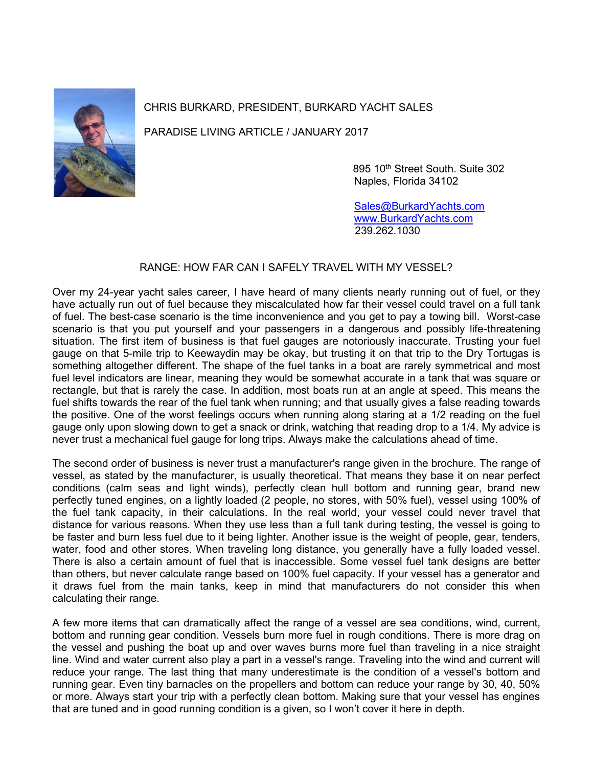CHRIS BURKARD, PRESIDENT, BURKARD YACHT SALES

PARADISE LIVING ARTICLE / JANUARY 2017

895 10th Street South. Suite 302
Naples, Florida 34102

Sales@BurkardYachts.com
www.BurkardYachts.com
239.262.1030

## RANGE: HOW FAR CAN I SAFELY TRAVEL WITH MY VESSEL?

Over my 24-year yacht sales career, I have heard of many clients nearly running out of fuel, or they have actually run out of fuel because they miscalculated how far their vessel could travel on a full tank of fuel. The best-case scenario is the time inconvenience and you get to pay a towing bill. Worst-case scenario is that you put yourself and your passengers in a dangerous and possibly life-threatening situation. The first item of business is that fuel gauges are notoriously inaccurate. Trusting your fuel gauge on that 5-mile trip to Keewaydin may be okay, but trusting it on that trip to the Dry Tortugas is something altogether different. The shape of the fuel tanks in a boat are rarely symmetrical and most fuel level indicators are linear, meaning they would be somewhat accurate in a tank that was square or rectangle, but that is rarely the case. In addition, most boats run at an angle at speed. This means the fuel shifts towards the rear of the fuel tank when running; and that usually gives a false reading towards the positive. One of the worst feelings occurs when running along staring at a 1/2 reading on the fuel gauge only upon slowing down to get a snack or drink, watching that reading drop to a 1/4. My advice is never trust a mechanical fuel gauge for long trips. Always make the calculations ahead of time.

The second order of business is never trust a manufacturer's range given in the brochure. The range of vessel, as stated by the manufacturer, is usually theoretical. That means they base it on near perfect conditions (calm seas and light winds), perfectly clean hull bottom and running gear, brand new perfectly tuned engines, on a lightly loaded (2 people, no stores, with 50% fuel), vessel using 100% of the fuel tank capacity, in their calculations. In the real world, your vessel could never travel that distance for various reasons. When they use less than a full tank during testing, the vessel is going to be faster and burn less fuel due to it being lighter. Another issue is the weight of people, gear, tenders, water, food and other stores. When traveling long distance, you generally have a fully loaded vessel. There is also a certain amount of fuel that is inaccessible. Some vessel fuel tank designs are better than others, but never calculate range based on 100% fuel capacity. If your vessel has a generator and it draws fuel from the main tanks, keep in mind that manufacturers do not consider this when calculating their range.

A few more items that can dramatically affect the range of a vessel are sea conditions, wind, current, bottom and running gear condition. Vessels burn more fuel in rough conditions. There is more drag on the vessel and pushing the boat up and over waves burns more fuel than traveling in a nice straight line. Wind and water current also play a part in a vessel's range. Traveling into the wind and current will reduce your range. The last thing that many underestimate is the condition of a vessel's bottom and running gear. Even tiny barnacles on the propellers and bottom can reduce your range by 30, 40, 50% or more. Always start your trip with a perfectly clean bottom. Making sure that your vessel has engines that are tuned and in good running condition is a given, so I won't cover it here in depth.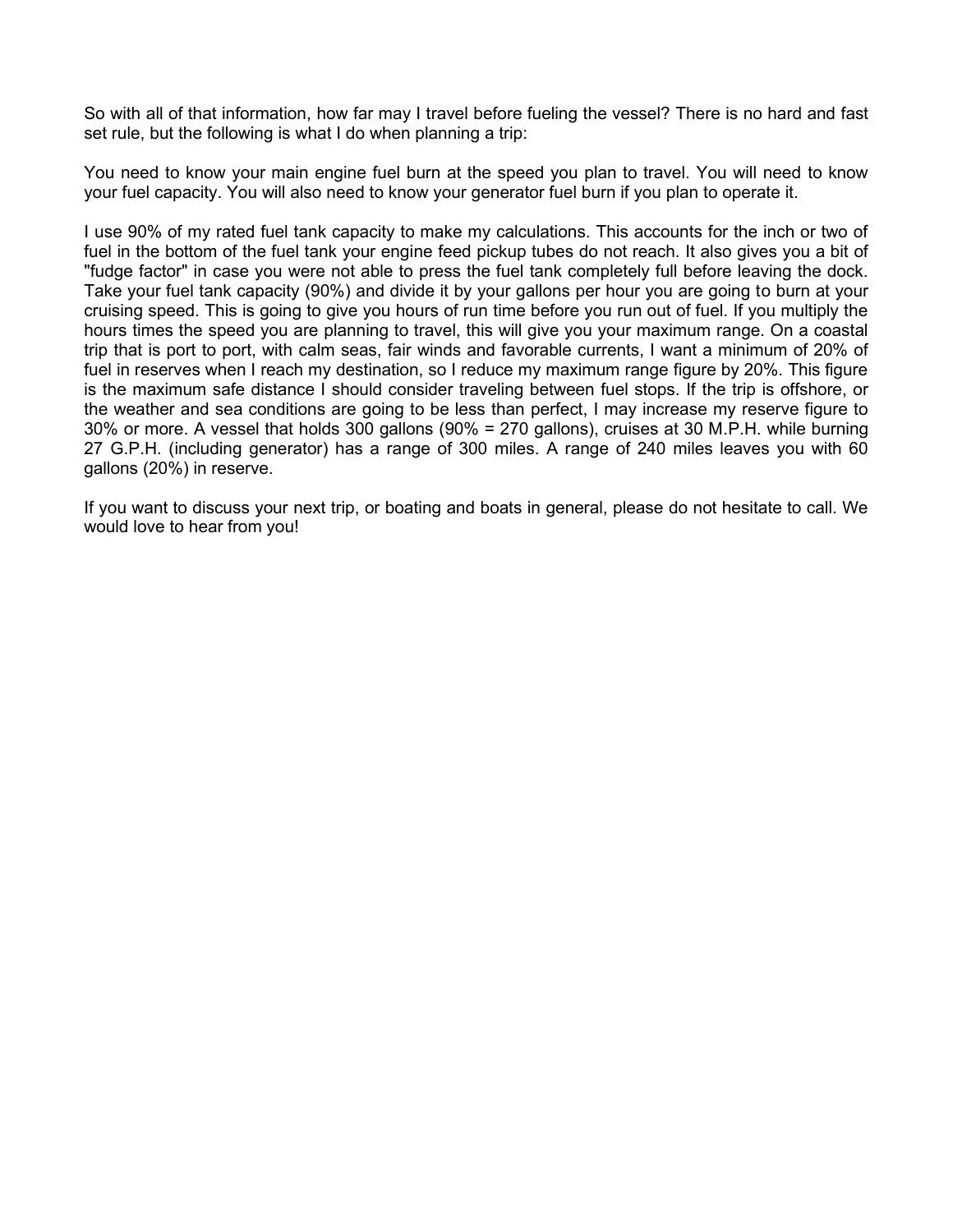So with all of that information, how far may I travel before fueling the vessel? There is no hard and fast set rule, but the following is what I do when planning a trip:

You need to know your main engine fuel burn at the speed you plan to travel. You will need to know your fuel capacity. You will also need to know your generator fuel burn if you plan to operate it.

I use 90% of my rated fuel tank capacity to make my calculations. This accounts for the inch or two of fuel in the bottom of the fuel tank your engine feed pickup tubes do not reach. It also gives you a bit of "fudge factor" in case you were not able to press the fuel tank completely full before leaving the dock. Take your fuel tank capacity (90%) and divide it by your gallons per hour you are going to burn at your cruising speed. This is going to give you hours of run time before you run out of fuel. If you multiply the hours times the speed you are planning to travel, this will give you your maximum range. On a coastal trip that is port to port, with calm seas, fair winds and favorable currents, I want a minimum of 20% of fuel in reserves when I reach my destination, so I reduce my maximum range figure by 20%. This figure is the maximum safe distance I should consider traveling between fuel stops. If the trip is offshore, or the weather and sea conditions are going to be less than perfect, I may increase my reserve figure to 30% or more. A vessel that holds 300 gallons (90% = 270 gallons), cruises at 30 M.P.H. while burning 27 G.P.H. (including generator) has a range of 300 miles. A range of 240 miles leaves you with 60 gallons (20%) in reserve.

If you want to discuss your next trip, or boating and boats in general, please do not hesitate to call. We would love to hear from you!